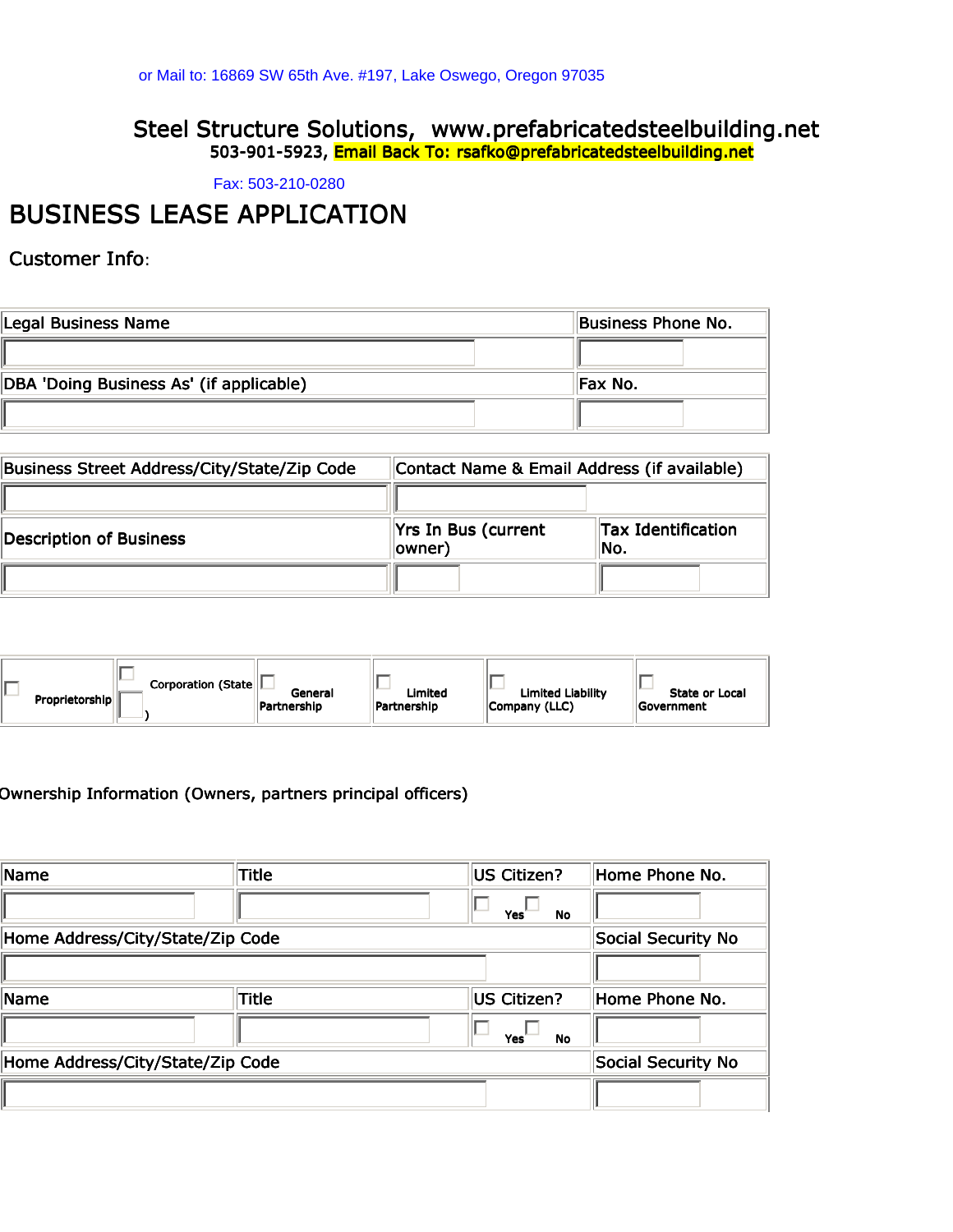or Mail to: 16869 SW 65th Ave. #197, Lake Oswego, Oregon 97035

## Steel Structure Solutions,  www.prefabricatedsteelbuilding.net

503-901-5923, **Email Back To: rsafko@prefabricatedsteelbuilding.net**

Fax: 503-210-0280

# BUSINESS LEASE APPLICATION

## Customer Info:

| Legal Business Name | Business Phone No. |
|---|---|
| | |
| DBA 'Doing Business As' (if applicable) | Fax No. |
| | |

| Business Street Address/City/State/Zip Code | Contact Name & Email Address (if available) | |
|---|---|---|
| | | |
| **Description of Business** | Yrs In Bus (current owner) | Tax Identification No. |
| | | |

| ☐ Proprietorship | ☐ Corporation (State ☐ ) | ☐ General Partnership | ☐ Limited Partnership | ☐ Limited Liability Company (LLC) | ☐ State or Local Government |
|---|---|---|---|---|---|

Ownership Information (Owners, partners principal officers)

| Name | Title | US Citizen? | Home Phone No. |
|---|---|---|---|
| | | ☐ Yes ☐ No | |
| Home Address/City/State/Zip Code | | | Social Security No |
| | | | |
| Name | Title | US Citizen? | Home Phone No. |
| | | ☐ Yes ☐ No | |
| Home Address/City/State/Zip Code | | | Social Security No |
| | | | |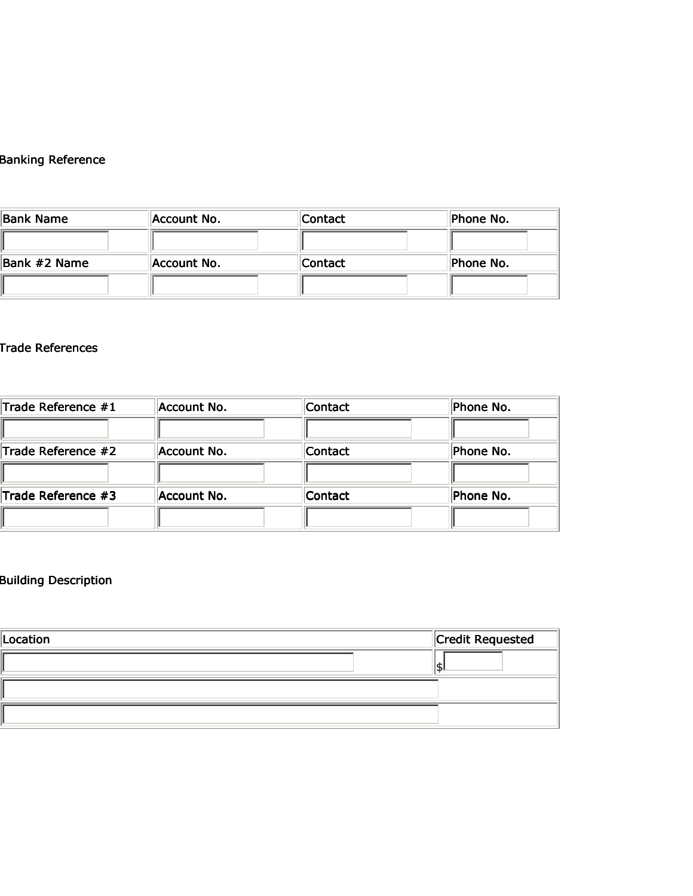Banking Reference

| Bank Name | Account No. | Contact | Phone No. |
| --- | --- | --- | --- |
| | | | |
| Bank #2 Name | Account No. | Contact | Phone No. |
| | | | |

Trade References

| Trade Reference #1 | Account No. | Contact | Phone No. |
| --- | --- | --- | --- |
| | | | |
| Trade Reference #2 | Account No. | Contact | Phone No. |
| | | | |
| Trade Reference #3 | Account No. | Contact | Phone No. |
| | | | |

Building Description

| Location | Credit Requested |
| --- | --- |
| | $ |
| | |
| | |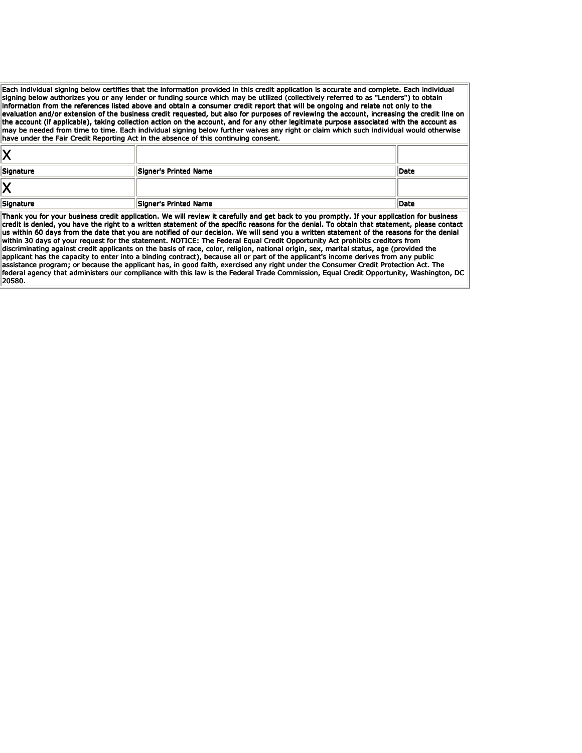Each individual signing below certifies that the information provided in this credit application is accurate and complete. Each individual signing below authorizes you or any lender or funding source which may be utilized (collectively referred to as "Lenders") to obtain information from the references listed above and obtain a consumer credit report that will be ongoing and relate not only to the evaluation and/or extension of the business credit requested, but also for purposes of reviewing the account, increasing the credit line on the account (if applicable), taking collection action on the account, and for any other legitimate purpose associated with the account as may be needed from time to time. Each individual signing below further waives any right or claim which such individual would otherwise have under the Fair Credit Reporting Act in the absence of this continuing consent.

| | | |
|---|---|---|
| X | | |
| **Signature** | **Signer's Printed Name** | **Date** |
| X | | |
| **Signature** | **Signer's Printed Name** | **Date** |

Thank you for your business credit application. We will review it carefully and get back to you promptly. If your application for business credit is denied, you have the right to a written statement of the specific reasons for the denial. To obtain that statement, please contact us within 60 days from the date that you are notified of our decision. We will send you a written statement of the reasons for the denial within 30 days of your request for the statement. NOTICE: The Federal Equal Credit Opportunity Act prohibits creditors from discriminating against credit applicants on the basis of race, color, religion, national origin, sex, marital status, age (provided the applicant has the capacity to enter into a binding contract), because all or part of the applicant's income derives from any public assistance program; or because the applicant has, in good faith, exercised any right under the Consumer Credit Protection Act. The federal agency that administers our compliance with this law is the Federal Trade Commission, Equal Credit Opportunity, Washington, DC 20580.